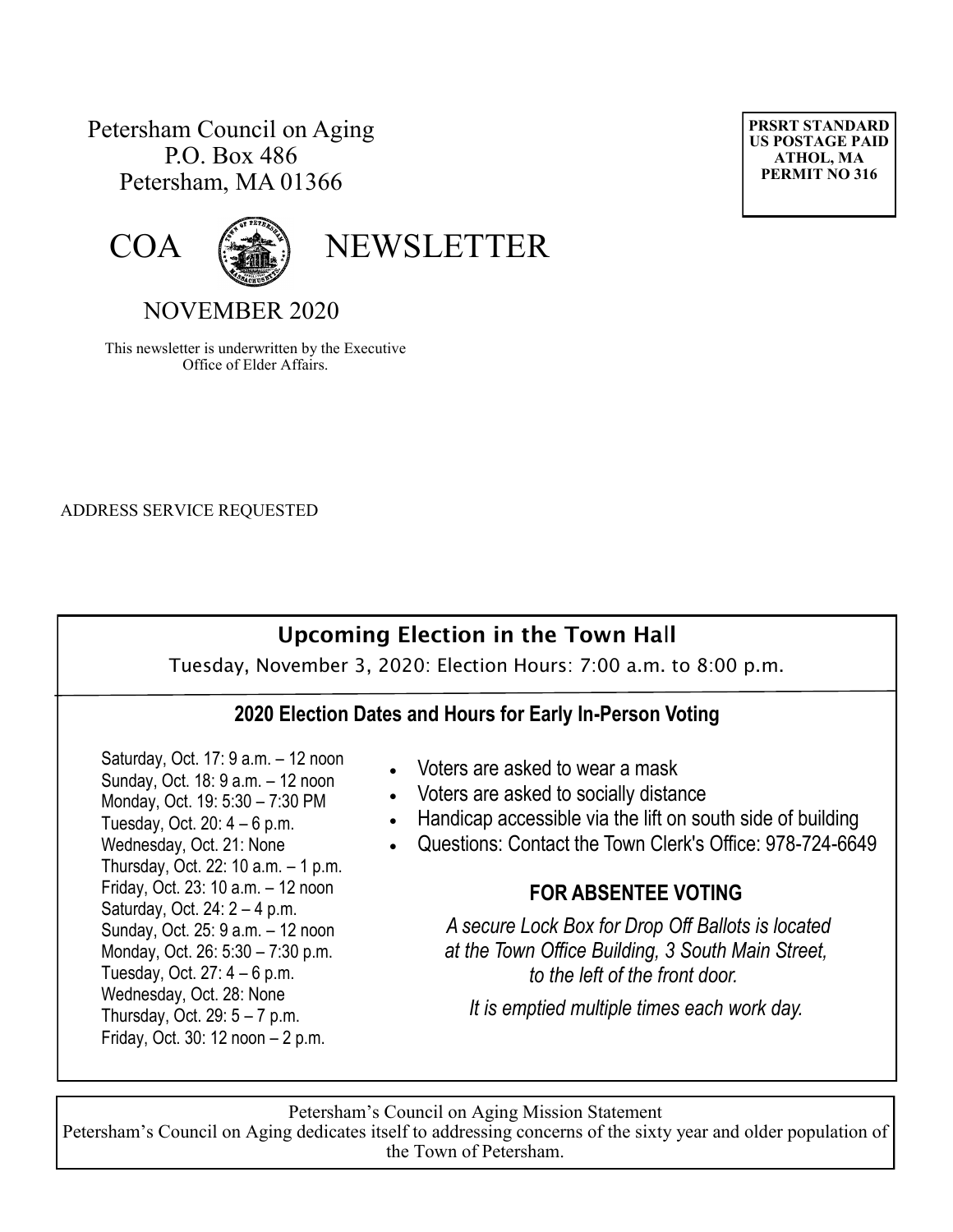Petersham Council on Aging
P.O. Box 486
Petersham, MA 01366

**PRSRT STANDARD**
**US POSTAGE PAID**
**ATHOL, MA**
**PERMIT NO 316**

# COA NEWSLETTER

## NOVEMBER 2020

This newsletter is underwritten by the Executive Office of Elder Affairs.

ADDRESS SERVICE REQUESTED

## Upcoming Election in the Town Hall

Tuesday, November 3, 2020: Election Hours: 7:00 a.m. to 8:00 p.m.

### 2020 Election Dates and Hours for Early In-Person Voting

Saturday, Oct. 17: 9 a.m. – 12 noon
Sunday, Oct. 18: 9 a.m. – 12 noon
Monday, Oct. 19: 5:30 – 7:30 PM
Tuesday, Oct. 20: 4 – 6 p.m.
Wednesday, Oct. 21: None
Thursday, Oct. 22: 10 a.m. – 1 p.m.
Friday, Oct. 23: 10 a.m. – 12 noon
Saturday, Oct. 24: 2 – 4 p.m.
Sunday, Oct. 25: 9 a.m. – 12 noon
Monday, Oct. 26: 5:30 – 7:30 p.m.
Tuesday, Oct. 27: 4 – 6 p.m.
Wednesday, Oct. 28: None
Thursday, Oct. 29: 5 – 7 p.m.
Friday, Oct. 30: 12 noon – 2 p.m.

- Voters are asked to wear a mask
- Voters are asked to socially distance
- Handicap accessible via the lift on south side of building
- Questions: Contact the Town Clerk's Office: 978-724-6649

### FOR ABSENTEE VOTING

*A secure Lock Box for Drop Off Ballots is located at the Town Office Building, 3 South Main Street, to the left of the front door.*

*It is emptied multiple times each work day.*

Petersham's Council on Aging Mission Statement
Petersham's Council on Aging dedicates itself to addressing concerns of the sixty year and older population of the Town of Petersham.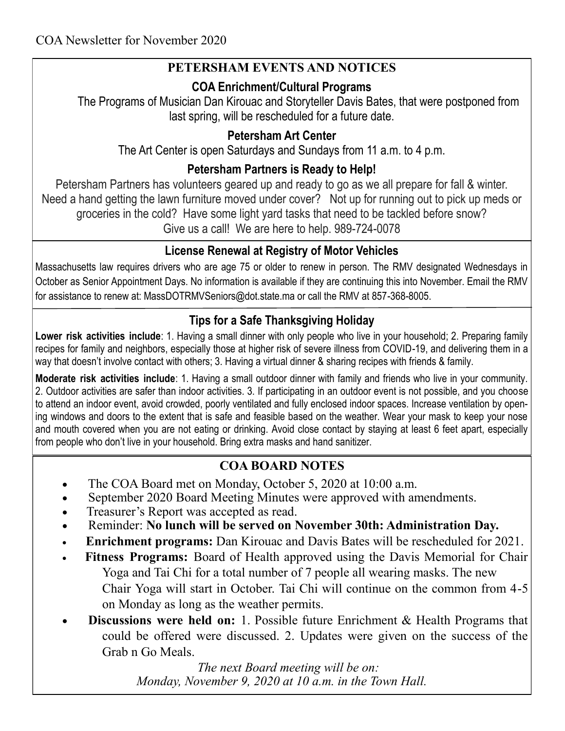COA Newsletter for November 2020

## PETERSHAM EVENTS AND NOTICES

### COA Enrichment/Cultural Programs

The Programs of Musician Dan Kirouac and Storyteller Davis Bates, that were postponed from last spring, will be rescheduled for a future date.

### Petersham Art Center

The Art Center is open Saturdays and Sundays from 11 a.m. to 4 p.m.

### Petersham Partners is Ready to Help!

Petersham Partners has volunteers geared up and ready to go as we all prepare for fall & winter. Need a hand getting the lawn furniture moved under cover? Not up for running out to pick up meds or groceries in the cold? Have some light yard tasks that need to be tackled before snow? Give us a call! We are here to help. 989-724-0078

### License Renewal at Registry of Motor Vehicles

Massachusetts law requires drivers who are age 75 or older to renew in person. The RMV designated Wednesdays in October as Senior Appointment Days. No information is available if they are continuing this into November. Email the RMV for assistance to renew at: MassDOTRMVSeniors@dot.state.ma or call the RMV at 857-368-8005.

### Tips for a Safe Thanksgiving Holiday

**Lower risk activities include**: 1. Having a small dinner with only people who live in your household; 2. Preparing family recipes for family and neighbors, especially those at higher risk of severe illness from COVID-19, and delivering them in a way that doesn't involve contact with others; 3. Having a virtual dinner & sharing recipes with friends & family.

**Moderate risk activities include**: 1. Having a small outdoor dinner with family and friends who live in your community. 2. Outdoor activities are safer than indoor activities. 3. If participating in an outdoor event is not possible, and you choose to attend an indoor event, avoid crowded, poorly ventilated and fully enclosed indoor spaces. Increase ventilation by opening windows and doors to the extent that is safe and feasible based on the weather. Wear your mask to keep your nose and mouth covered when you are not eating or drinking. Avoid close contact by staying at least 6 feet apart, especially from people who don't live in your household. Bring extra masks and hand sanitizer.

## COA BOARD NOTES

- The COA Board met on Monday, October 5, 2020 at 10:00 a.m.
- September 2020 Board Meeting Minutes were approved with amendments.
- Treasurer's Report was accepted as read.
- Reminder: **No lunch will be served on November 30th: Administration Day.**
- **Enrichment programs:** Dan Kirouac and Davis Bates will be rescheduled for 2021.
- **Fitness Programs:** Board of Health approved using the Davis Memorial for Chair Yoga and Tai Chi for a total number of 7 people all wearing masks. The new Chair Yoga will start in October. Tai Chi will continue on the common from 4-5 on Monday as long as the weather permits.
- **Discussions were held on:** 1. Possible future Enrichment & Health Programs that could be offered were discussed. 2. Updates were given on the success of the Grab n Go Meals.

*The next Board meeting will be on:*
*Monday, November 9, 2020 at 10 a.m. in the Town Hall.*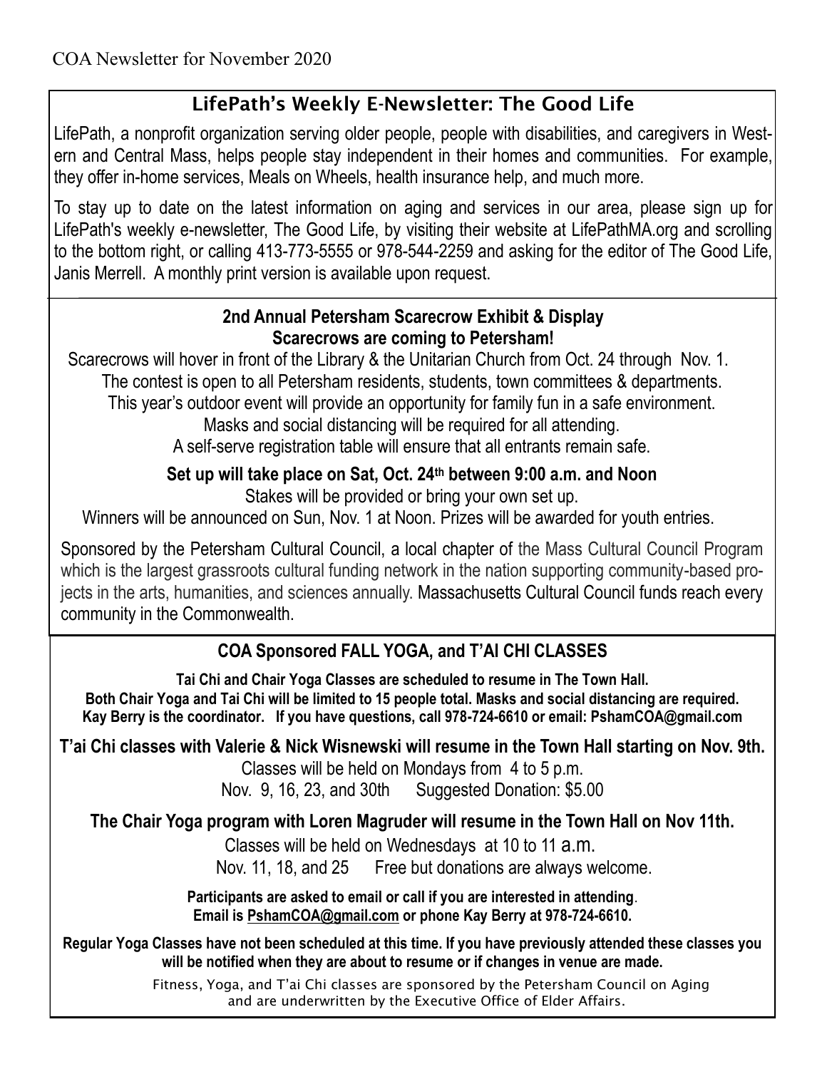## LifePath's Weekly E-Newsletter: The Good Life

LifePath, a nonprofit organization serving older people, people with disabilities, and caregivers in Western and Central Mass, helps people stay independent in their homes and communities. For example, they offer in-home services, Meals on Wheels, health insurance help, and much more.

To stay up to date on the latest information on aging and services in our area, please sign up for LifePath's weekly e-newsletter, The Good Life, by visiting their website at LifePathMA.org and scrolling to the bottom right, or calling 413-773-5555 or 978-544-2259 and asking for the editor of The Good Life, Janis Merrell. A monthly print version is available upon request.

## 2nd Annual Petersham Scarecrow Exhibit & Display
### Scarecrows are coming to Petersham!

Scarecrows will hover in front of the Library & the Unitarian Church from Oct. 24 through Nov. 1.
The contest is open to all Petersham residents, students, town committees & departments.
This year's outdoor event will provide an opportunity for family fun in a safe environment.
Masks and social distancing will be required for all attending.
A self-serve registration table will ensure that all entrants remain safe.

**Set up will take place on Sat, Oct. 24th between 9:00 a.m. and Noon**

Stakes will be provided or bring your own set up.
Winners will be announced on Sun, Nov. 1 at Noon. Prizes will be awarded for youth entries.

Sponsored by the Petersham Cultural Council, a local chapter of the Mass Cultural Council Program which is the largest grassroots cultural funding network in the nation supporting community-based projects in the arts, humanities, and sciences annually. Massachusetts Cultural Council funds reach every community in the Commonwealth.

## COA Sponsored FALL YOGA, and T'AI CHI CLASSES

**Tai Chi and Chair Yoga Classes are scheduled to resume in The Town Hall.**
**Both Chair Yoga and Tai Chi will be limited to 15 people total. Masks and social distancing are required.**
**Kay Berry is the coordinator. If you have questions, call 978-724-6610 or email: PshamCOA@gmail.com**

**T'ai Chi classes with Valerie & Nick Wisnewski will resume in the Town Hall starting on Nov. 9th.**

Classes will be held on Mondays from 4 to 5 p.m.
Nov. 9, 16, 23, and 30th Suggested Donation: $5.00

**The Chair Yoga program with Loren Magruder will resume in the Town Hall on Nov 11th.**

Classes will be held on Wednesdays at 10 to 11 a.m.
Nov. 11, 18, and 25 Free but donations are always welcome.

**Participants are asked to email or call if you are interested in attending.**
**Email is PshamCOA@gmail.com or phone Kay Berry at 978-724-6610.**

**Regular Yoga Classes have not been scheduled at this time. If you have previously attended these classes you will be notified when they are about to resume or if changes in venue are made.**

Fitness, Yoga, and T'ai Chi classes are sponsored by the Petersham Council on Aging and are underwritten by the Executive Office of Elder Affairs.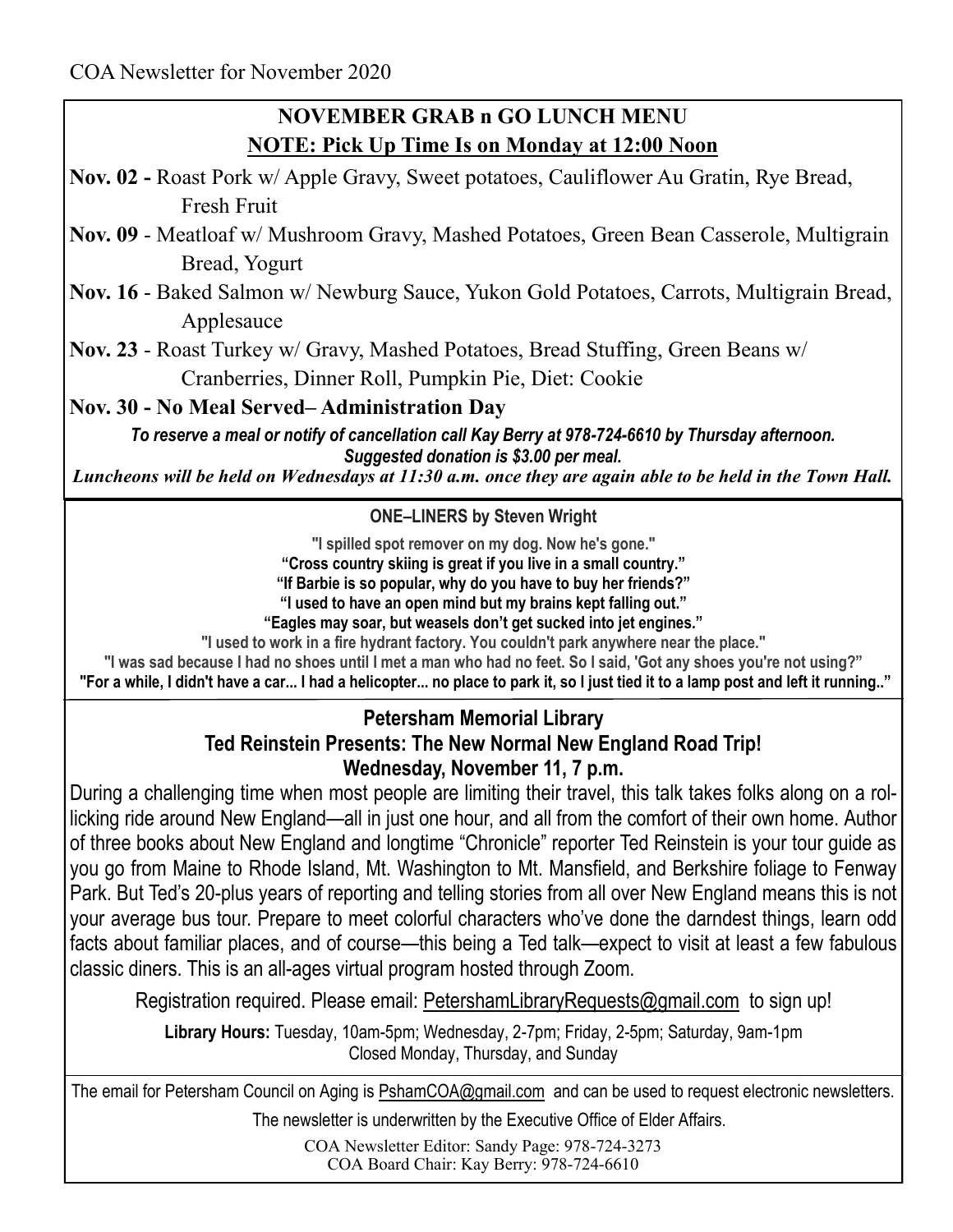COA Newsletter for November 2020

## NOVEMBER GRAB n GO LUNCH MENU

**NOTE: Pick Up Time Is on Monday at 12:00 Noon**

**Nov. 02 -** Roast Pork w/ Apple Gravy, Sweet potatoes, Cauliflower Au Gratin, Rye Bread, Fresh Fruit

**Nov. 09** - Meatloaf w/ Mushroom Gravy, Mashed Potatoes, Green Bean Casserole, Multigrain Bread, Yogurt

**Nov. 16** - Baked Salmon w/ Newburg Sauce, Yukon Gold Potatoes, Carrots, Multigrain Bread, Applesauce

**Nov. 23** - Roast Turkey w/ Gravy, Mashed Potatoes, Bread Stuffing, Green Beans w/ Cranberries, Dinner Roll, Pumpkin Pie, Diet: Cookie

**Nov. 30 - No Meal Served– Administration Day**

***To reserve a meal or notify of cancellation call Kay Berry at 978-724-6610 by Thursday afternoon. Suggested donation is $3.00 per meal.***

***Luncheons will be held on Wednesdays at 11:30 a.m. once they are again able to be held in the Town Hall.***

## ONE–LINERS by Steven Wright

**"I spilled spot remover on my dog. Now he's gone."**

**"Cross country skiing is great if you live in a small country."**

**"If Barbie is so popular, why do you have to buy her friends?"**

**"I used to have an open mind but my brains kept falling out."**

**"Eagles may soar, but weasels don't get sucked into jet engines."**

**"I used to work in a fire hydrant factory. You couldn't park anywhere near the place."**

**"I was sad because I had no shoes until I met a man who had no feet. So I said, 'Got any shoes you're not using?"**

**"For a while, I didn't have a car... I had a helicopter... no place to park it, so I just tied it to a lamp post and left it running.."**

## Petersham Memorial Library

### Ted Reinstein Presents: The New Normal New England Road Trip!

### Wednesday, November 11, 7 p.m.

During a challenging time when most people are limiting their travel, this talk takes folks along on a rollicking ride around New England—all in just one hour, and all from the comfort of their own home. Author of three books about New England and longtime "Chronicle" reporter Ted Reinstein is your tour guide as you go from Maine to Rhode Island, Mt. Washington to Mt. Mansfield, and Berkshire foliage to Fenway Park. But Ted's 20-plus years of reporting and telling stories from all over New England means this is not your average bus tour. Prepare to meet colorful characters who've done the darndest things, learn odd facts about familiar places, and of course—this being a Ted talk—expect to visit at least a few fabulous classic diners. This is an all-ages virtual program hosted through Zoom.

Registration required. Please email: PetershamLibraryRequests@gmail.com to sign up!

**Library Hours:** Tuesday, 10am-5pm; Wednesday, 2-7pm; Friday, 2-5pm; Saturday, 9am-1pm
Closed Monday, Thursday, and Sunday

The email for Petersham Council on Aging is PshamCOA@gmail.com and can be used to request electronic newsletters.

The newsletter is underwritten by the Executive Office of Elder Affairs.

COA Newsletter Editor: Sandy Page: 978-724-3273
COA Board Chair: Kay Berry: 978-724-6610